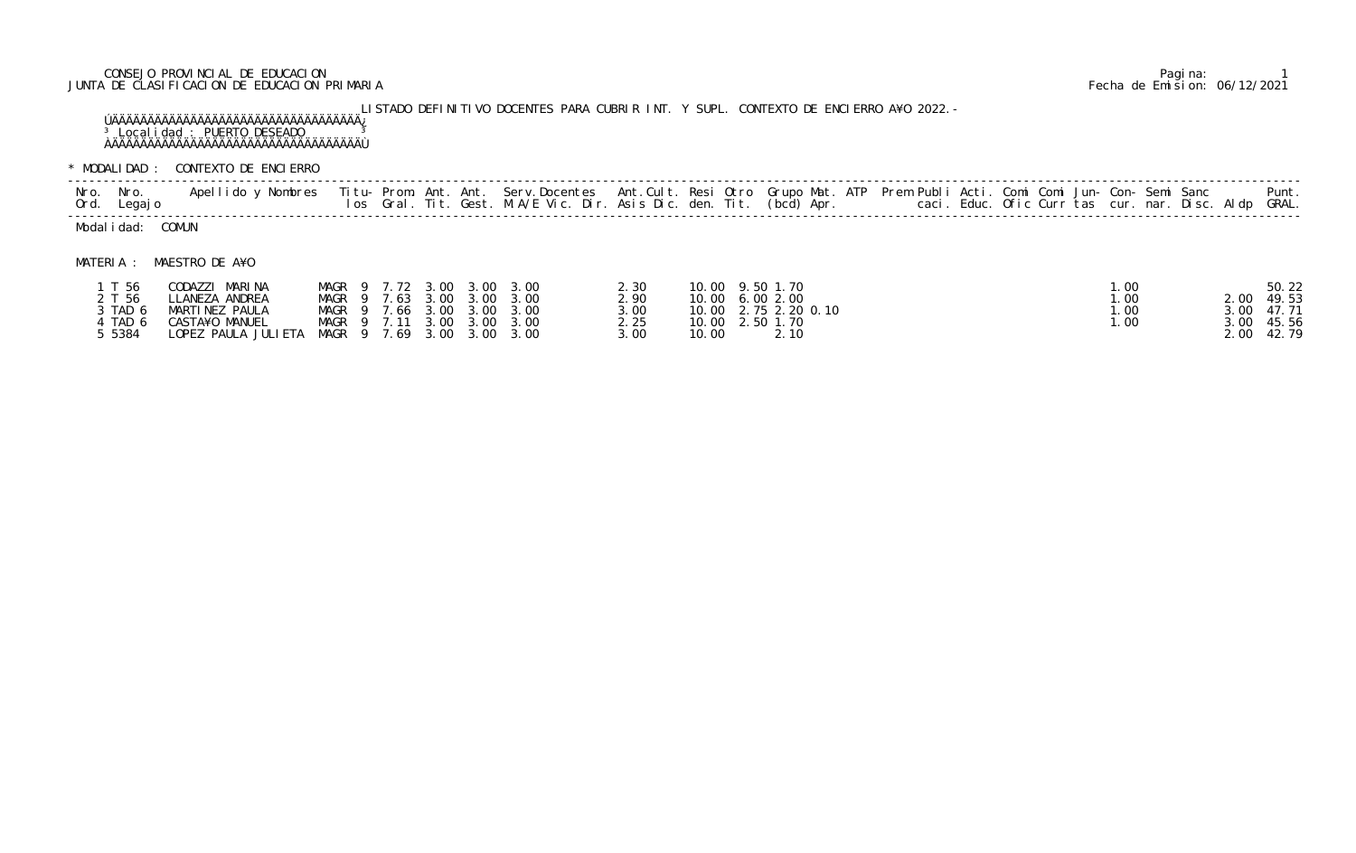CONSEJO PROVINCIAL DE EDUCACION
JUNTA DE CLASIFICACION DE EDUCACION PRIMARIA

Fecha de Emision: 06/12/2021

LISTADO DEFINITIVO DOCENTES PARA CUBRIR INT. Y SUPL. CONTEXTO DE ENCIERRO A¥O 2022.-

Localidad : PUERTO DESEADO

\* MODALIDAD : CONTEXTO DE ENCIERRO

Modalidad: COMUN

MATERIA : MAESTRO DE A¥O

| Nro. Ord. | Nro. Legajo | Apellido y Nombres | Titu-los | Prom. Gral. | Ant. Tit. | Ant. Gest. | Serv.Docentes M.A/E Vic. Dir. | Ant.Cult. Asis Dic. | Resi den. | Otro Tit. | Grupo (bcd) | Mat. Apr. | ATP | Prem | Publi caci. | Acti. Educ. | Comi Ofic | Comi Curr | Jun-tas | Con-cur. | Semi nar. | Sanc Disc. | Aldp | Punt. GRAL. |
|---|---|---|---|---|---|---|---|---|---|---|---|---|---|---|---|---|---|---|---|---|---|---|---|---|
| 1 | T 56 | CODAZZI MARINA | MAGR 9 | 7.72 | 3.00 | 3.00 | 3.00 | 2.30 | 10.00 | 9.50 | 1.70 | | | | | | | | | 1.00 | | | | 50.22 |
| 2 | T 56 | LLANEZA ANDREA | MAGR 9 | 7.63 | 3.00 | 3.00 | 3.00 | 2.90 | 10.00 | 6.00 | 2.00 | | | | | | | | | 1.00 | | | 2.00 | 49.53 |
| 3 | TAD 6 | MARTINEZ PAULA | MAGR 9 | 7.66 | 3.00 | 3.00 | 3.00 | 3.00 | 10.00 | 2.75 | 2.20 | 0.10 | | | | | | | | 1.00 | | | 3.00 | 47.71 |
| 4 | TAD 6 | CASTA¥O MANUEL | MAGR 9 | 7.11 | 3.00 | 3.00 | 3.00 | 2.25 | 10.00 | 2.50 | 1.70 | | | | | | | | | 1.00 | | | 3.00 | 45.56 |
| 5 | 5384 | LOPEZ PAULA JULIETA | MAGR 9 | 7.69 | 3.00 | 3.00 | 3.00 | 3.00 | 10.00 | | 2.10 | | | | | | | | | | | | 2.00 | 42.79 |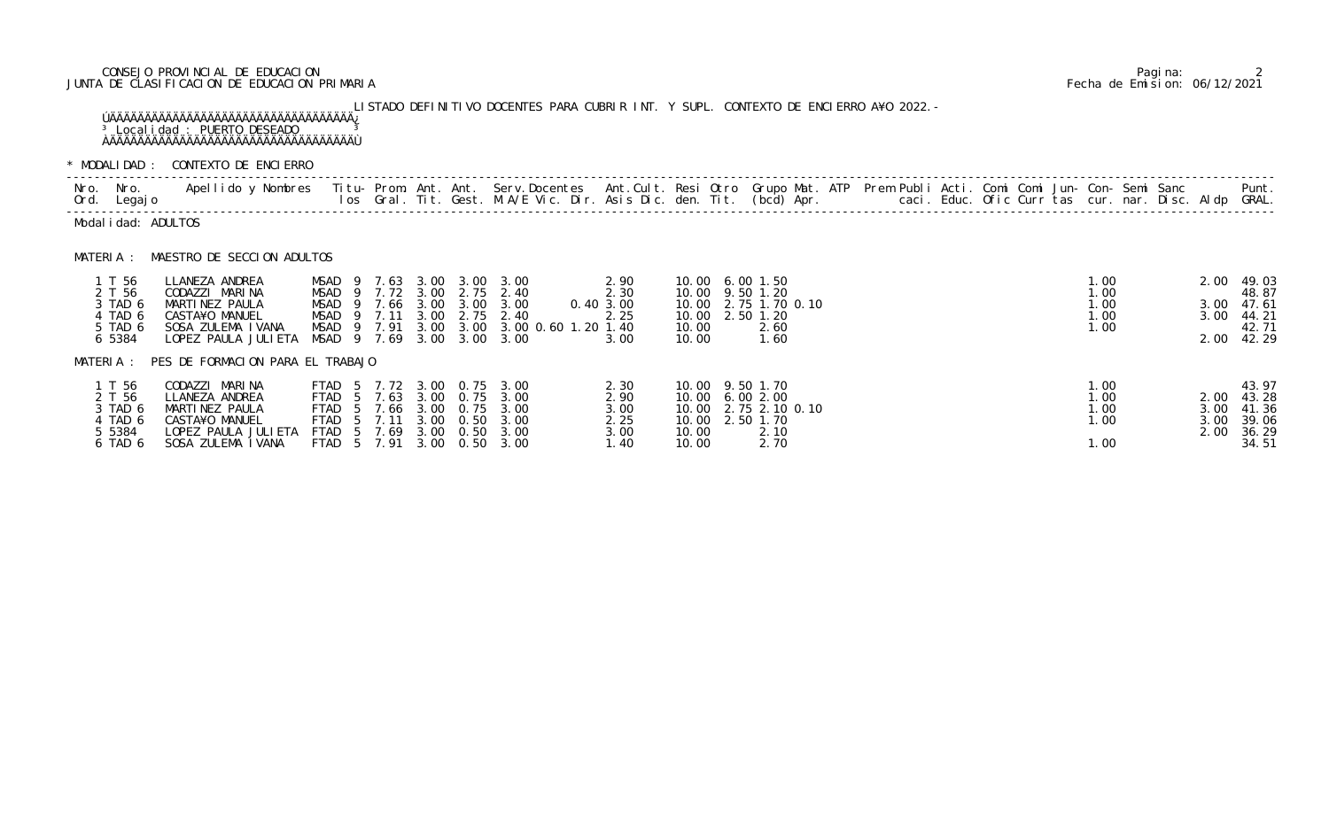CONSEJO PROVINCIAL DE EDUCACION
JUNTA DE CLASIFICACION DE EDUCACION PRIMARIA

Fecha de Emision: 06/12/2021

LISTADO DEFINITIVO DOCENTES PARA CUBRIR INT. Y SUPL. CONTEXTO DE ENCIERRO A¥O 2022.-

Localidad : PUERTO DESEADO

\* MODALIDAD : CONTEXTO DE ENCIERRO

Modalidad: ADULTOS

MATERIA : MAESTRO DE SECCION ADULTOS

| Nro. Ord. | Nro. Legajo | Apellido y Nombres | Titu-los | | Prom. Gral. | Ant. Tit. | Ant. Gest. | Serv.Docentes M.A/E | Vic. | Dir. | Ant.Cult. Asis | Resi Dic. | Otro den. | Grupo Tit. | Mat. (bcd) | ATP Apr. | Prem | Publi caci. | Acti. Educ. | Comi Ofic | Comi Curr | Jun- tas | Con- cur. | Semi nar. | Sanc Disc. | Aldp | Punt. GRAL. |
|---|---|---|---|---|---|---|---|---|---|---|---|---|---|---|---|---|---|---|---|---|---|---|---|---|---|---|---|
| 1 | T 56 | LLANEZA ANDREA | MSAD | 9 | 7.63 | 3.00 | 3.00 | 3.00 | | | 2.90 | 10.00 | 6.00 | 1.50 | | | | | | | | | 1.00 | | | 2.00 | 49.03 |
| 2 | T 56 | CODAZZI MARINA | MSAD | 9 | 7.72 | 3.00 | 2.75 | 2.40 | | | 2.30 | 10.00 | 9.50 | 1.20 | | | | | | | | | 1.00 | | | | 48.87 |
| 3 | TAD 6 | MARTINEZ PAULA | MSAD | 9 | 7.66 | 3.00 | 3.00 | 3.00 | | 0.40 | 3.00 | 10.00 | 2.75 | 1.70 | 0.10 | | | | | | | | 1.00 | | | 3.00 | 47.61 |
| 4 | TAD 6 | CASTA¥O MANUEL | MSAD | 9 | 7.11 | 3.00 | 2.75 | 2.40 | | | 2.25 | 10.00 | 2.50 | 1.20 | | | | | | | | | 1.00 | | | 3.00 | 44.21 |
| 5 | TAD 6 | SOSA ZULEMA IVANA | MSAD | 9 | 7.91 | 3.00 | 3.00 | 3.00 | 0.60 | 1.20 | 1.40 | 10.00 | | 2.60 | | | | | | | | | 1.00 | | | | 42.71 |
| 6 | 5384 | LOPEZ PAULA JULIETA | MSAD | 9 | 7.69 | 3.00 | 3.00 | 3.00 | | | 3.00 | 10.00 | | 1.60 | | | | | | | | | | | | 2.00 | 42.29 |

MATERIA : PES DE FORMACION PARA EL TRABAJO

| Nro. Ord. | Nro. Legajo | Apellido y Nombres | Titu-los | | Prom. Gral. | Ant. Tit. | Ant. Gest. | Serv.Docentes M.A/E | Vic. | Dir. | Ant.Cult. Asis | Resi Dic. | Otro den. | Grupo Tit. | Mat. (bcd) | ATP Apr. | Prem | Publi caci. | Acti. Educ. | Comi Ofic | Comi Curr | Jun- tas | Con- cur. | Semi nar. | Sanc Disc. | Aldp | Punt. GRAL. |
|---|---|---|---|---|---|---|---|---|---|---|---|---|---|---|---|---|---|---|---|---|---|---|---|---|---|---|---|
| 1 | T 56 | CODAZZI MARINA | FTAD | 5 | 7.72 | 3.00 | 0.75 | 3.00 | | | 2.30 | 10.00 | 9.50 | 1.70 | | | | | | | | | 1.00 | | | | 43.97 |
| 2 | T 56 | LLANEZA ANDREA | FTAD | 5 | 7.63 | 3.00 | 0.75 | 3.00 | | | 2.90 | 10.00 | 6.00 | 2.00 | | | | | | | | | 1.00 | | | 2.00 | 43.28 |
| 3 | TAD 6 | MARTINEZ PAULA | FTAD | 5 | 7.66 | 3.00 | 0.75 | 3.00 | | | 3.00 | 10.00 | 2.75 | 2.10 | 0.10 | | | | | | | | 1.00 | | | 3.00 | 41.36 |
| 4 | TAD 6 | CASTA¥O MANUEL | FTAD | 5 | 7.11 | 3.00 | 0.50 | 3.00 | | | 2.25 | 10.00 | 2.50 | 1.70 | | | | | | | | | 1.00 | | | 3.00 | 39.06 |
| 5 | 5384 | LOPEZ PAULA JULIETA | FTAD | 5 | 7.69 | 3.00 | 0.50 | 3.00 | | | 3.00 | 10.00 | | 2.10 | | | | | | | | | | | | 2.00 | 36.29 |
| 6 | TAD 6 | SOSA ZULEMA IVANA | FTAD | 5 | 7.91 | 3.00 | 0.50 | 3.00 | | | 1.40 | 10.00 | | 2.70 | | | | | | | | | 1.00 | | | | 34.51 |